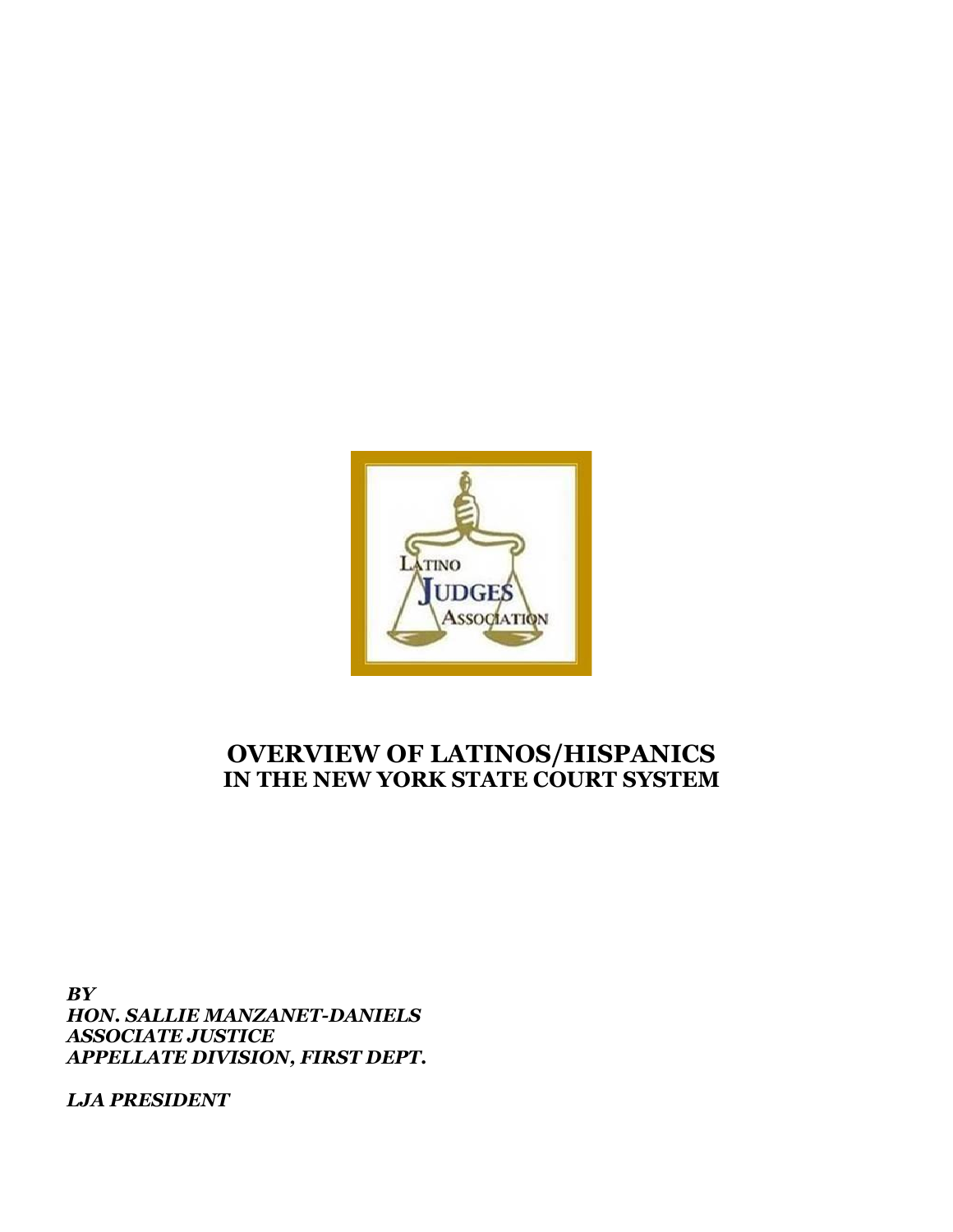# OVERVIEW OF LATINOS/HISPANICS
## IN THE NEW YORK STATE COURT SYSTEM

***BY***
***HON. SALLIE MANZANET-DANIELS***
***ASSOCIATE JUSTICE***
***APPELLATE DIVISION, FIRST DEPT.***

***LJA PRESIDENT***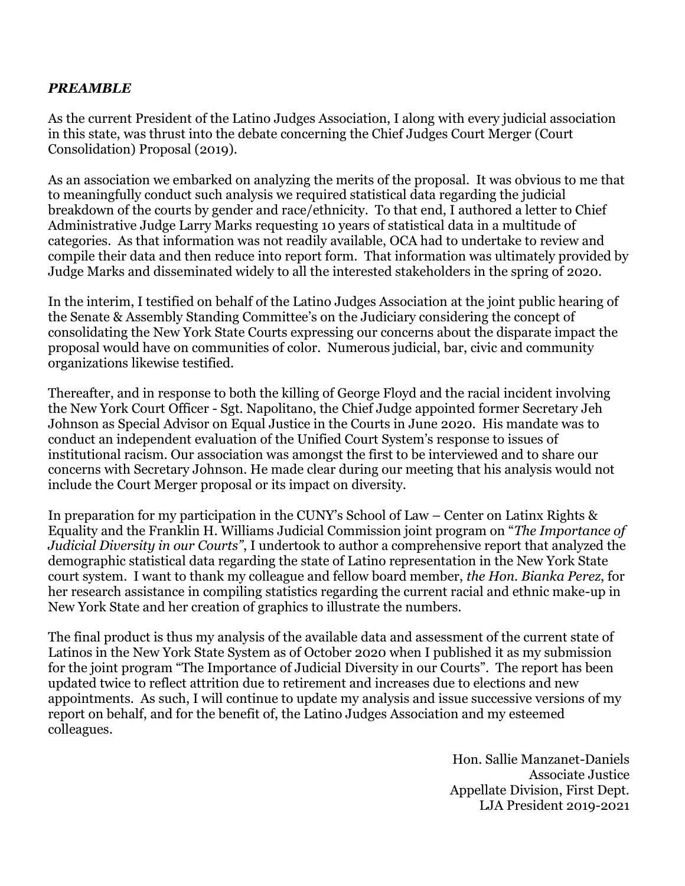***PREAMBLE***

As the current President of the Latino Judges Association, I along with every judicial association in this state, was thrust into the debate concerning the Chief Judges Court Merger (Court Consolidation) Proposal (2019).

As an association we embarked on analyzing the merits of the proposal. It was obvious to me that to meaningfully conduct such analysis we required statistical data regarding the judicial breakdown of the courts by gender and race/ethnicity. To that end, I authored a letter to Chief Administrative Judge Larry Marks requesting 10 years of statistical data in a multitude of categories. As that information was not readily available, OCA had to undertake to review and compile their data and then reduce into report form. That information was ultimately provided by Judge Marks and disseminated widely to all the interested stakeholders in the spring of 2020.

In the interim, I testified on behalf of the Latino Judges Association at the joint public hearing of the Senate & Assembly Standing Committee's on the Judiciary considering the concept of consolidating the New York State Courts expressing our concerns about the disparate impact the proposal would have on communities of color. Numerous judicial, bar, civic and community organizations likewise testified.

Thereafter, and in response to both the killing of George Floyd and the racial incident involving the New York Court Officer - Sgt. Napolitano, the Chief Judge appointed former Secretary Jeh Johnson as Special Advisor on Equal Justice in the Courts in June 2020. His mandate was to conduct an independent evaluation of the Unified Court System's response to issues of institutional racism. Our association was amongst the first to be interviewed and to share our concerns with Secretary Johnson. He made clear during our meeting that his analysis would not include the Court Merger proposal or its impact on diversity.

In preparation for my participation in the CUNY's School of Law – Center on Latinx Rights & Equality and the Franklin H. Williams Judicial Commission joint program on "*The Importance of Judicial Diversity in our Courts"*, I undertook to author a comprehensive report that analyzed the demographic statistical data regarding the state of Latino representation in the New York State court system. I want to thank my colleague and fellow board member, *the Hon. Bianka Perez*, for her research assistance in compiling statistics regarding the current racial and ethnic make-up in New York State and her creation of graphics to illustrate the numbers.

The final product is thus my analysis of the available data and assessment of the current state of Latinos in the New York State System as of October 2020 when I published it as my submission for the joint program "The Importance of Judicial Diversity in our Courts". The report has been updated twice to reflect attrition due to retirement and increases due to elections and new appointments. As such, I will continue to update my analysis and issue successive versions of my report on behalf, and for the benefit of, the Latino Judges Association and my esteemed colleagues.

Hon. Sallie Manzanet-Daniels
Associate Justice
Appellate Division, First Dept.
LJA President 2019-2021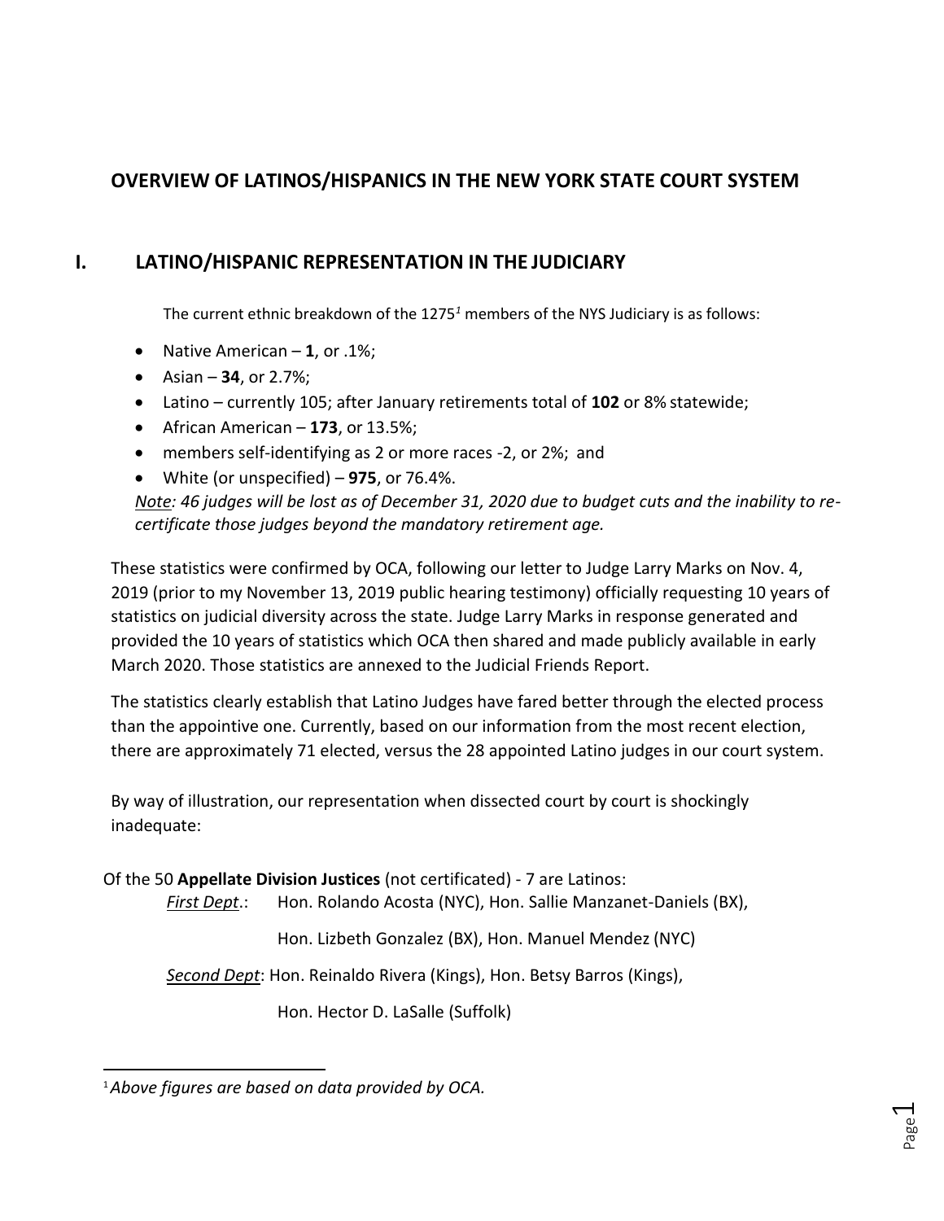## OVERVIEW OF LATINOS/HISPANICS IN THE NEW YORK STATE COURT SYSTEM

## I. LATINO/HISPANIC REPRESENTATION IN THE JUDICIARY

The current ethnic breakdown of the 1275[1] members of the NYS Judiciary is as follows:

- Native American – **1**, or .1%;
- Asian – **34**, or 2.7%;
- Latino – currently 105; after January retirements total of **102** or 8% statewide;
- African American – **173**, or 13.5%;
- members self-identifying as 2 or more races -2, or 2%; and
- White (or unspecified) – **975**, or 76.4%.

*Note: 46 judges will be lost as of December 31, 2020 due to budget cuts and the inability to re-certificate those judges beyond the mandatory retirement age.*

These statistics were confirmed by OCA, following our letter to Judge Larry Marks on Nov. 4, 2019 (prior to my November 13, 2019 public hearing testimony) officially requesting 10 years of statistics on judicial diversity across the state. Judge Larry Marks in response generated and provided the 10 years of statistics which OCA then shared and made publicly available in early March 2020. Those statistics are annexed to the Judicial Friends Report.

The statistics clearly establish that Latino Judges have fared better through the elected process than the appointive one. Currently, based on our information from the most recent election, there are approximately 71 elected, versus the 28 appointed Latino judges in our court system.

By way of illustration, our representation when dissected court by court is shockingly inadequate:

Of the 50 **Appellate Division Justices** (not certificated) - 7 are Latinos:

*First Dept.*: Hon. Rolando Acosta (NYC), Hon. Sallie Manzanet-Daniels (BX), Hon. Lizbeth Gonzalez (BX), Hon. Manuel Mendez (NYC)

*Second Dept*: Hon. Reinaldo Rivera (Kings), Hon. Betsy Barros (Kings), Hon. Hector D. LaSalle (Suffolk)

---

[1] *Above figures are based on data provided by OCA.*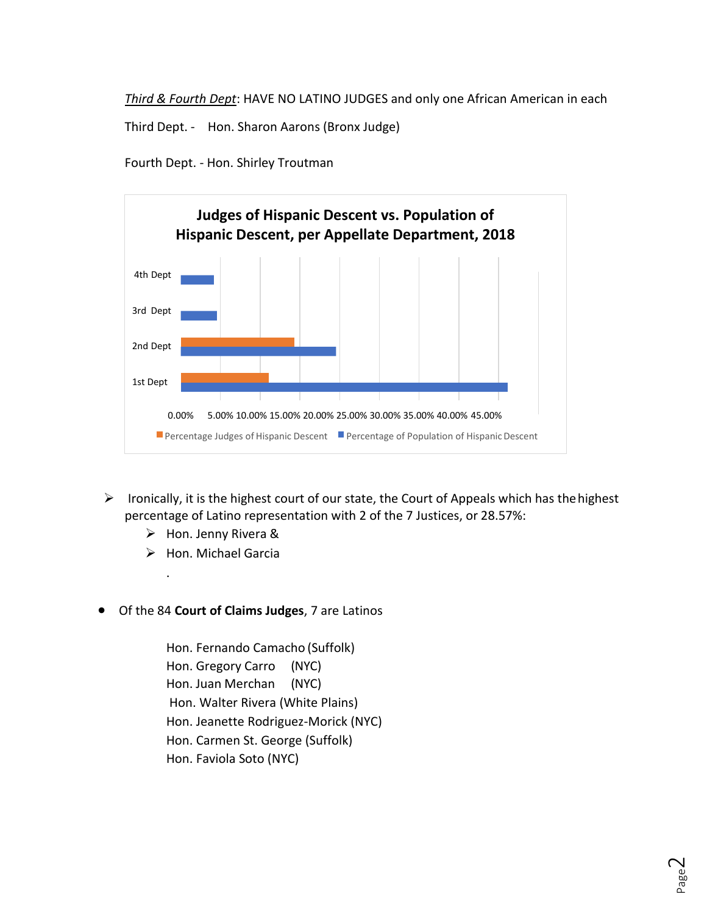*Third & Fourth Dept*: HAVE NO LATINO JUDGES and only one African American in each

Third Dept. - Hon. Sharon Aarons (Bronx Judge)

Fourth Dept. - Hon. Shirley Troutman

**Judges of Hispanic Descent vs. Population of Hispanic Descent, per Appellate Department, 2018**

4th Dept

3rd Dept

2nd Dept

1st Dept

0.00% 5.00% 10.00% 15.00% 20.00% 25.00% 30.00% 35.00% 40.00% 45.00%

Percentage Judges of Hispanic Descent | Percentage of Population of Hispanic Descent

- Ironically, it is the highest court of our state, the Court of Appeals which has the highest percentage of Latino representation with 2 of the 7 Justices, or 28.57%:
  - Hon. Jenny Rivera &
  - Hon. Michael Garcia

- Of the 84 **Court of Claims Judges**, 7 are Latinos

  Hon. Fernando Camacho (Suffolk)
  Hon. Gregory Carro (NYC)
  Hon. Juan Merchan (NYC)
  Hon. Walter Rivera (White Plains)
  Hon. Jeanette Rodriguez-Morick (NYC)
  Hon. Carmen St. George (Suffolk)
  Hon. Faviola Soto (NYC)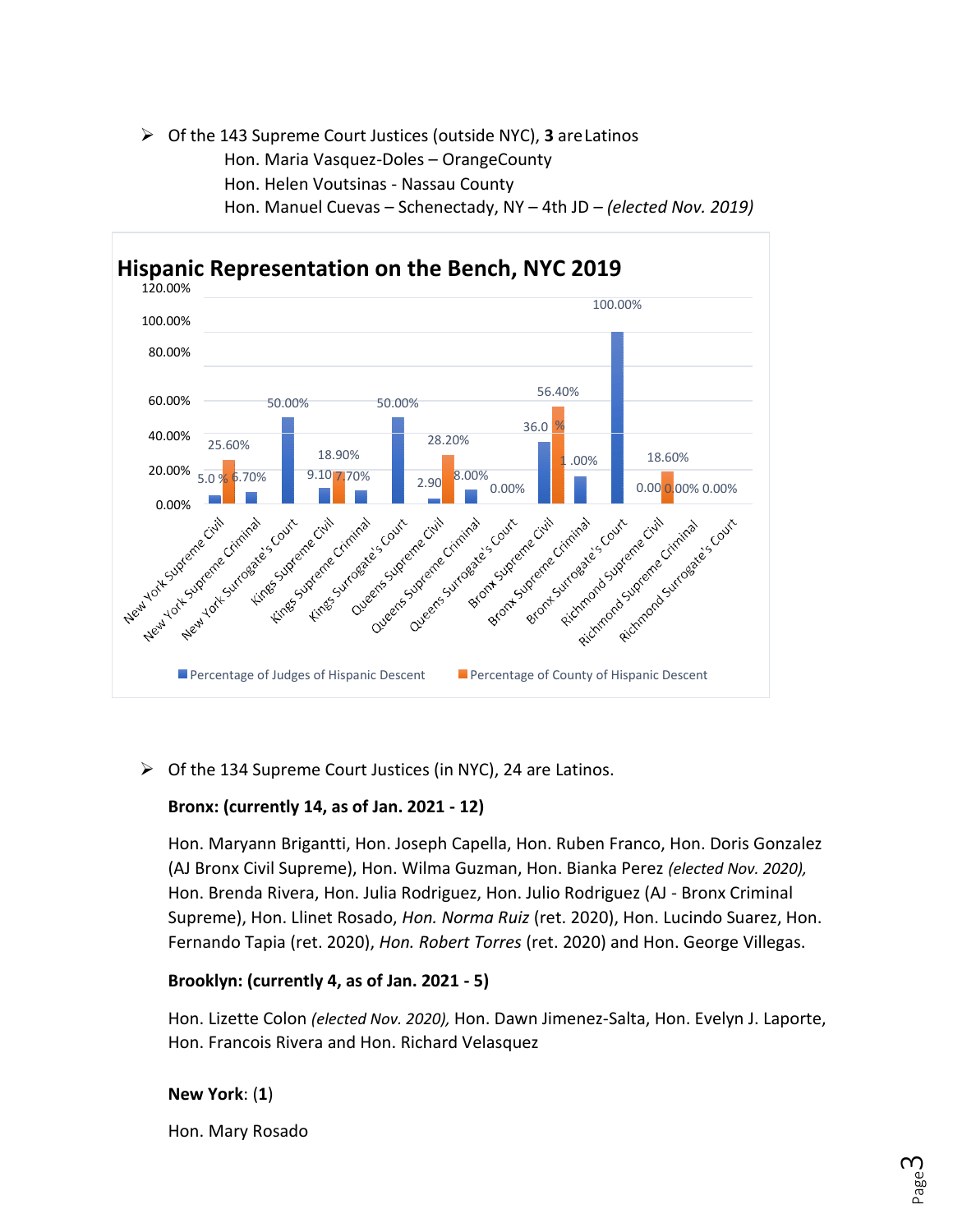- Of the 143 Supreme Court Justices (outside NYC), **3** are Latinos
  - Hon. Maria Vasquez-Doles – Orange County
  - Hon. Helen Voutsinas - Nassau County
  - Hon. Manuel Cuevas – Schenectady, NY – 4th JD – *(elected Nov. 2019)*

**Hispanic Representation on the Bench, NYC 2019**

| Court | Percentage of Judges of Hispanic Descent | Percentage of County of Hispanic Descent |
|---|---|---|
| New York Supreme Civil | 5.0% | 25.60% |
| New York Supreme Criminal | 6.70% | |
| New York Surrogate's Court | 50.00% | |
| Kings Supreme Civil | 9.10% | 18.90% |
| Kings Supreme Criminal | 7.70% | |
| Kings Surrogate's Court | 50.00% | |
| Queens Supreme Civil | 2.90% | 28.20% |
| Queens Supreme Criminal | 8.00% | |
| Queens Surrogate's Court | 0.00% | |
| Bronx Supreme Civil | 36.0% | 56.40% |
| Bronx Supreme Criminal | 1 .00% | |
| Bronx Surrogate's Court | 100.00% | |
| Richmond Supreme Civil | 0.00 | 18.60% |
| Richmond Supreme Criminal | 0.00% | |
| Richmond Surrogate's Court | 0.00% | |

- Of the 134 Supreme Court Justices (in NYC), 24 are Latinos.

**Bronx: (currently 14, as of Jan. 2021 - 12)**

Hon. Maryann Brigantti, Hon. Joseph Capella, Hon. Ruben Franco, Hon. Doris Gonzalez (AJ Bronx Civil Supreme), Hon. Wilma Guzman, Hon. Bianka Perez *(elected Nov. 2020),* Hon. Brenda Rivera, Hon. Julia Rodriguez, Hon. Julio Rodriguez (AJ - Bronx Criminal Supreme), Hon. Llinet Rosado, *Hon. Norma Ruiz* (ret. 2020), Hon. Lucindo Suarez, Hon. Fernando Tapia (ret. 2020), *Hon. Robert Torres* (ret. 2020) and Hon. George Villegas.

**Brooklyn: (currently 4, as of Jan. 2021 - 5)**

Hon. Lizette Colon *(elected Nov. 2020),* Hon. Dawn Jimenez-Salta, Hon. Evelyn J. Laporte, Hon. Francois Rivera and Hon. Richard Velasquez

**New York**: (**1**)

Hon. Mary Rosado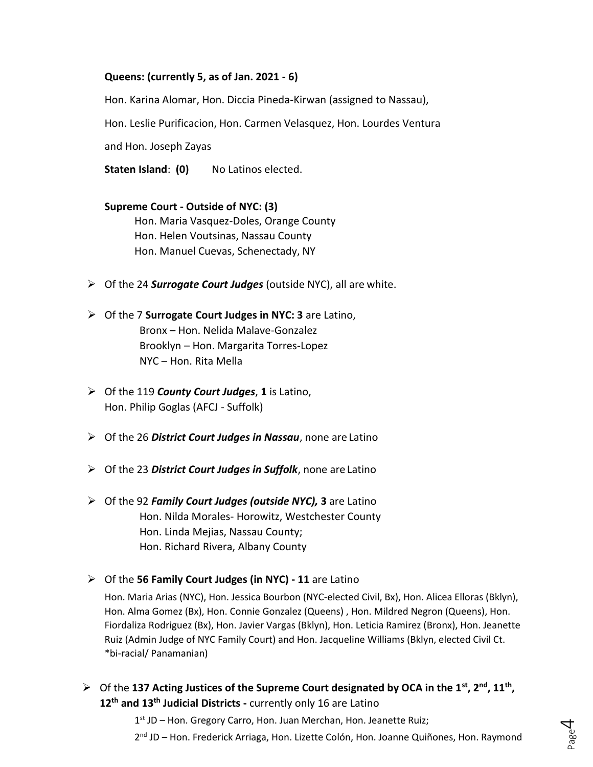**Queens: (currently 5, as of Jan. 2021 - 6)**

Hon. Karina Alomar, Hon. Diccia Pineda-Kirwan (assigned to Nassau),

Hon. Leslie Purificacion, Hon. Carmen Velasquez, Hon. Lourdes Ventura

and Hon. Joseph Zayas

**Staten Island**: **(0)** No Latinos elected.

**Supreme Court - Outside of NYC: (3)**

Hon. Maria Vasquez-Doles, Orange County
Hon. Helen Voutsinas, Nassau County
Hon. Manuel Cuevas, Schenectady, NY

- Of the 24 ***Surrogate Court Judges*** (outside NYC), all are white.
- Of the 7 **Surrogate Court Judges in NYC: 3** are Latino,
  Bronx – Hon. Nelida Malave-Gonzalez
  Brooklyn – Hon. Margarita Torres-Lopez
  NYC – Hon. Rita Mella
- Of the 119 ***County Court Judges***, **1** is Latino,
  Hon. Philip Goglas (AFCJ - Suffolk)
- Of the 26 ***District Court Judges in Nassau***, none are Latino
- Of the 23 ***District Court Judges in Suffolk***, none are Latino
- Of the 92 ***Family Court Judges (outside NYC),*** **3** are Latino
  Hon. Nilda Morales- Horowitz, Westchester County
  Hon. Linda Mejias, Nassau County;
  Hon. Richard Rivera, Albany County
- Of the **56 Family Court Judges (in NYC) - 11** are Latino

  Hon. Maria Arias (NYC), Hon. Jessica Bourbon (NYC-elected Civil, Bx), Hon. Alicea Elloras (Bklyn), Hon. Alma Gomez (Bx), Hon. Connie Gonzalez (Queens) , Hon. Mildred Negron (Queens), Hon. Fiordaliza Rodriguez (Bx), Hon. Javier Vargas (Bklyn), Hon. Leticia Ramirez (Bronx), Hon. Jeanette Ruiz (Admin Judge of NYC Family Court) and Hon. Jacqueline Williams (Bklyn, elected Civil Ct. *bi-racial/ Panamanian)

- Of the **137 Acting Justices of the Supreme Court designated by OCA in the 1st, 2nd, 11th, 12th and 13th Judicial Districts -** currently only 16 are Latino

  1st JD – Hon. Gregory Carro, Hon. Juan Merchan, Hon. Jeanette Ruiz;

  2nd JD – Hon. Frederick Arriaga, Hon. Lizette Colón, Hon. Joanne Quiñones, Hon. Raymond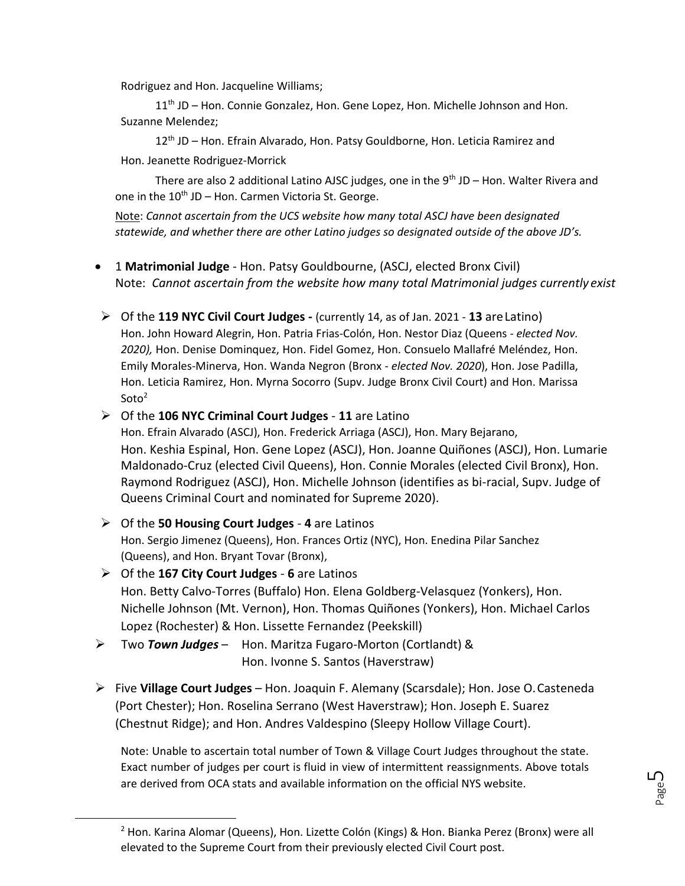Rodriguez and Hon. Jacqueline Williams;

11th JD – Hon. Connie Gonzalez, Hon. Gene Lopez, Hon. Michelle Johnson and Hon. Suzanne Melendez;

12th JD – Hon. Efrain Alvarado, Hon. Patsy Gouldborne, Hon. Leticia Ramirez and Hon. Jeanette Rodriguez-Morrick

There are also 2 additional Latino AJSC judges, one in the 9th JD – Hon. Walter Rivera and one in the 10th JD – Hon. Carmen Victoria St. George.

Note: *Cannot ascertain from the UCS website how many total ASCJ have been designated statewide, and whether there are other Latino judges so designated outside of the above JD's.*

- 1 **Matrimonial Judge** - Hon. Patsy Gouldbourne, (ASCJ, elected Bronx Civil)
  Note: *Cannot ascertain from the website how many total Matrimonial judges currently exist*

- Of the **119 NYC Civil Court Judges -** (currently 14, as of Jan. 2021 - **13** are Latino)
  Hon. John Howard Alegrin, Hon. Patria Frias-Colón, Hon. Nestor Diaz (Queens - *elected Nov. 2020),* Hon. Denise Dominquez, Hon. Fidel Gomez, Hon. Consuelo Mallafré Meléndez, Hon. Emily Morales-Minerva, Hon. Wanda Negron (Bronx - *elected Nov. 2020*), Hon. Jose Padilla, Hon. Leticia Ramirez, Hon. Myrna Socorro (Supv. Judge Bronx Civil Court) and Hon. Marissa Soto[2]

- Of the **106 NYC Criminal Court Judges** - **11** are Latino
  Hon. Efrain Alvarado (ASCJ), Hon. Frederick Arriaga (ASCJ), Hon. Mary Bejarano, Hon. Keshia Espinal, Hon. Gene Lopez (ASCJ), Hon. Joanne Quiñones (ASCJ), Hon. Lumarie Maldonado-Cruz (elected Civil Queens), Hon. Connie Morales (elected Civil Bronx), Hon. Raymond Rodriguez (ASCJ), Hon. Michelle Johnson (identifies as bi-racial, Supv. Judge of Queens Criminal Court and nominated for Supreme 2020).

- Of the **50 Housing Court Judges** - **4** are Latinos
  Hon. Sergio Jimenez (Queens), Hon. Frances Ortiz (NYC), Hon. Enedina Pilar Sanchez (Queens), and Hon. Bryant Tovar (Bronx),

- Of the **167 City Court Judges** - **6** are Latinos
  Hon. Betty Calvo-Torres (Buffalo) Hon. Elena Goldberg-Velasquez (Yonkers), Hon. Nichelle Johnson (Mt. Vernon), Hon. Thomas Quiñones (Yonkers), Hon. Michael Carlos Lopez (Rochester) & Hon. Lissette Fernandez (Peekskill)

- Two ***Town Judges*** – Hon. Maritza Fugaro-Morton (Cortlandt) & Hon. Ivonne S. Santos (Haverstraw)

- Five **Village Court Judges** – Hon. Joaquin F. Alemany (Scarsdale); Hon. Jose O. Casteneda (Port Chester); Hon. Roselina Serrano (West Haverstraw); Hon. Joseph E. Suarez (Chestnut Ridge); and Hon. Andres Valdespino (Sleepy Hollow Village Court).

  Note: Unable to ascertain total number of Town & Village Court Judges throughout the state. Exact number of judges per court is fluid in view of intermittent reassignments. Above totals are derived from OCA stats and available information on the official NYS website.

---

[2] Hon. Karina Alomar (Queens), Hon. Lizette Colón (Kings) & Hon. Bianka Perez (Bronx) were all elevated to the Supreme Court from their previously elected Civil Court post.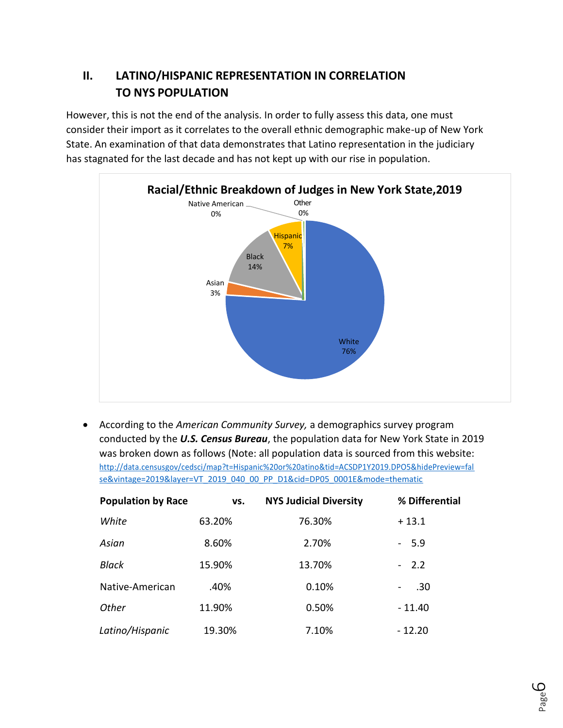## II. LATINO/HISPANIC REPRESENTATION IN CORRELATION TO NYS POPULATION

However, this is not the end of the analysis. In order to fully assess this data, one must consider their import as it correlates to the overall ethnic demographic make-up of New York State. An examination of that data demonstrates that Latino representation in the judiciary has stagnated for the last decade and has not kept up with our rise in population.

**Racial/Ethnic Breakdown of Judges in New York State,2019**

- Native American 0%
- Other 0%
- Hispanic 7%
- Black 14%
- Asian 3%
- White 76%

- According to the *American Community Survey,* a demographics survey program conducted by the ***U.S. Census Bureau***, the population data for New York State in 2019 was broken down as follows (Note: all population data is sourced from this website: http://data.censusgov/cedsci/map?t=Hispanic%20or%20atino&tid=ACSDP1Y2019.DPO5&hidePreview=false&vintage=2019&layer=VT_2019_040_00_PP_D1&cid=DP05_0001E&mode=thematic

| Population by Race | vs. | NYS Judicial Diversity | % Differential |
|---|---|---|---|
| *White* | 63.20% | 76.30% | + 13.1 |
| *Asian* | 8.60% | 2.70% | - 5.9 |
| *Black* | 15.90% | 13.70% | - 2.2 |
| Native-American | .40% | 0.10% | - .30 |
| *Other* | 11.90% | 0.50% | - 11.40 |
| *Latino/Hispanic* | 19.30% | 7.10% | - 12.20 |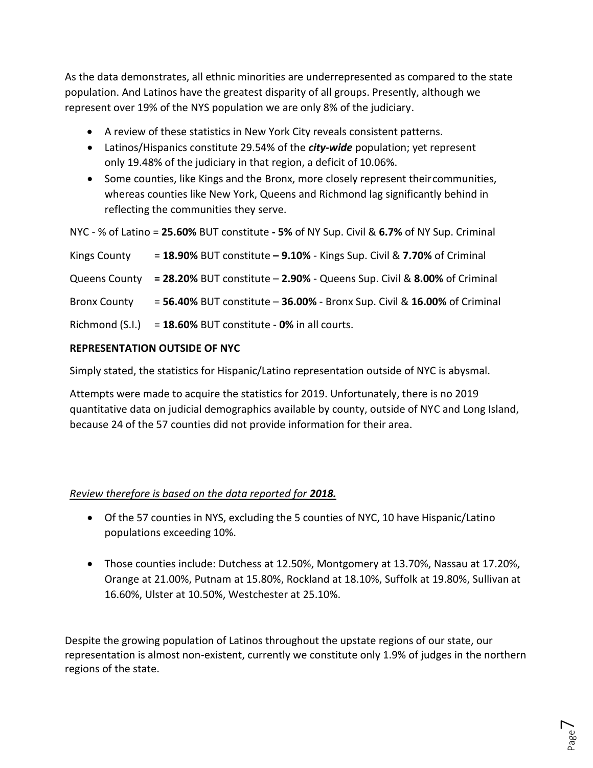As the data demonstrates, all ethnic minorities are underrepresented as compared to the state population. And Latinos have the greatest disparity of all groups. Presently, although we represent over 19% of the NYS population we are only 8% of the judiciary.

- A review of these statistics in New York City reveals consistent patterns.
- Latinos/Hispanics constitute 29.54% of the ***city-wide*** population; yet represent only 19.48% of the judiciary in that region, a deficit of 10.06%.
- Some counties, like Kings and the Bronx, more closely represent their communities, whereas counties like New York, Queens and Richmond lag significantly behind in reflecting the communities they serve.

NYC - % of Latino = **25.60%** BUT constitute **- 5%** of NY Sup. Civil & **6.7%** of NY Sup. Criminal

Kings County = **18.90%** BUT constitute **– 9.10%** - Kings Sup. Civil & **7.70%** of Criminal

Queens County **= 28.20%** BUT constitute – **2.90%** - Queens Sup. Civil & **8.00%** of Criminal

Bronx County = **56.40%** BUT constitute – **36.00%** - Bronx Sup. Civil & **16.00%** of Criminal

Richmond (S.I.) = **18.60%** BUT constitute - **0%** in all courts.

**REPRESENTATION OUTSIDE OF NYC**

Simply stated, the statistics for Hispanic/Latino representation outside of NYC is abysmal.

Attempts were made to acquire the statistics for 2019. Unfortunately, there is no 2019 quantitative data on judicial demographics available by county, outside of NYC and Long Island, because 24 of the 57 counties did not provide information for their area.

*Review therefore is based on the data reported for **2018.***

- Of the 57 counties in NYS, excluding the 5 counties of NYC, 10 have Hispanic/Latino populations exceeding 10%.
- Those counties include: Dutchess at 12.50%, Montgomery at 13.70%, Nassau at 17.20%, Orange at 21.00%, Putnam at 15.80%, Rockland at 18.10%, Suffolk at 19.80%, Sullivan at 16.60%, Ulster at 10.50%, Westchester at 25.10%.

Despite the growing population of Latinos throughout the upstate regions of our state, our representation is almost non-existent, currently we constitute only 1.9% of judges in the northern regions of the state.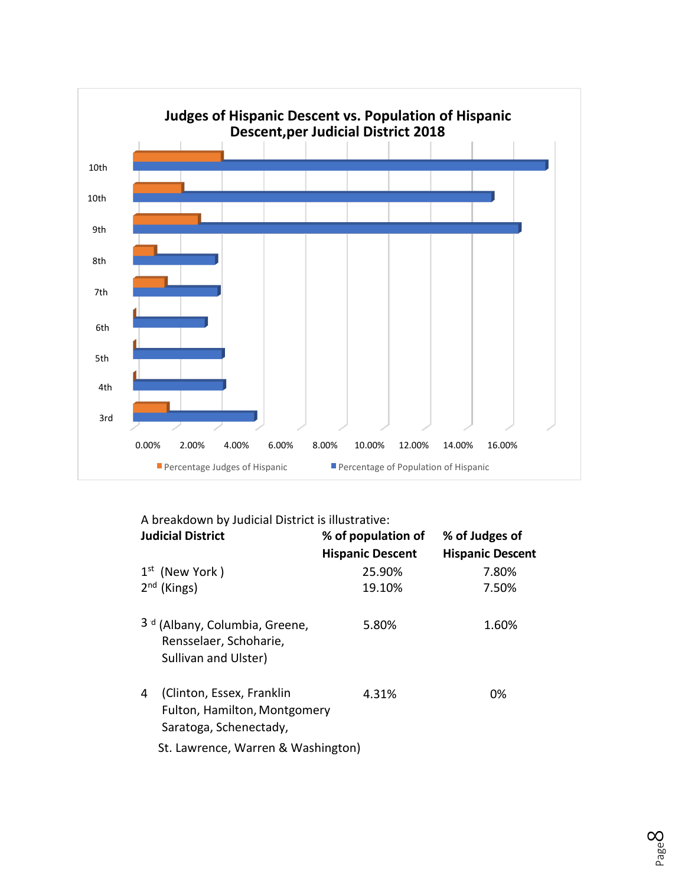**Judges of Hispanic Descent vs. Population of Hispanic Descent,per Judicial District 2018**

| District | Percentage Judges of Hispanic | Percentage of Population of Hispanic |
|---|---|---|
| 10th | | |
| 10th | | |
| 9th | | |
| 8th | | |
| 7th | | |
| 6th | | |
| 5th | | |
| 4th | | |
| 3rd | | |

0.00% 2.00% 4.00% 6.00% 8.00% 10.00% 12.00% 14.00% 16.00%

Percentage Judges of Hispanic | Percentage of Population of Hispanic

A breakdown by Judicial District is illustrative:

| Judicial District | % of population of Hispanic Descent | % of Judges of Hispanic Descent |
|---|---|---|
| 1st (New York ) | 25.90% | 7.80% |
| 2nd (Kings) | 19.10% | 7.50% |
| 3 d (Albany, Columbia, Greene, Rensselaer, Schoharie, Sullivan and Ulster) | 5.80% | 1.60% |
| 4 (Clinton, Essex, Franklin Fulton, Hamilton, Montgomery Saratoga, Schenectady, St. Lawrence, Warren & Washington) | 4.31% | 0% |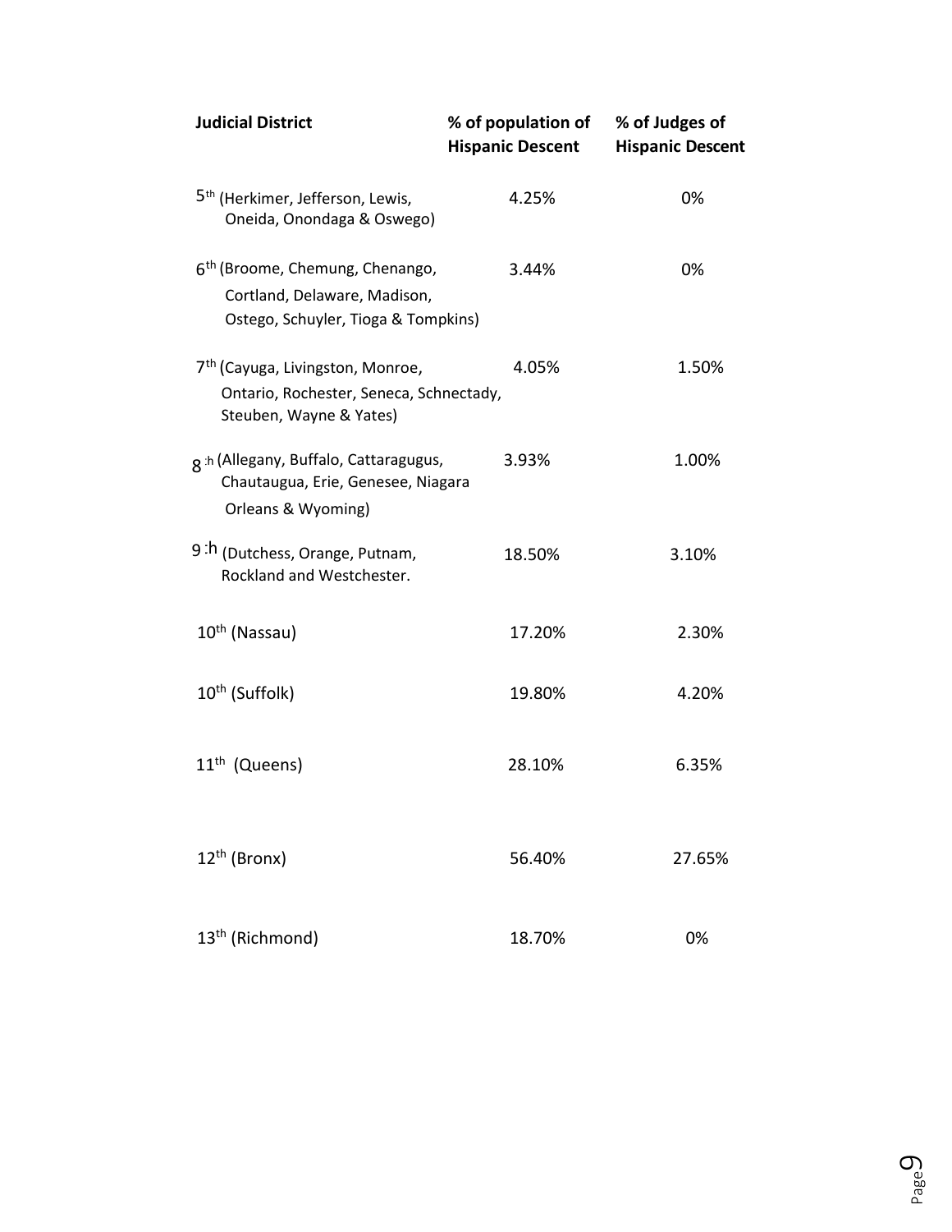| Judicial District | % of population of Hispanic Descent | % of Judges of Hispanic Descent |
| --- | --- | --- |
| 5th (Herkimer, Jefferson, Lewis, Oneida, Onondaga & Oswego) | 4.25% | 0% |
| 6th (Broome, Chemung, Chenango, Cortland, Delaware, Madison, Ostego, Schuyler, Tioga & Tompkins) | 3.44% | 0% |
| 7th (Cayuga, Livingston, Monroe, Ontario, Rochester, Seneca, Schnectady, Steuben, Wayne & Yates) | 4.05% | 1.50% |
| 8th (Allegany, Buffalo, Cattaragugus, Chautaugua, Erie, Genesee, Niagara Orleans & Wyoming) | 3.93% | 1.00% |
| 9th (Dutchess, Orange, Putnam, Rockland and Westchester. | 18.50% | 3.10% |
| 10th (Nassau) | 17.20% | 2.30% |
| 10th (Suffolk) | 19.80% | 4.20% |
| 11th (Queens) | 28.10% | 6.35% |
| 12th (Bronx) | 56.40% | 27.65% |
| 13th (Richmond) | 18.70% | 0% |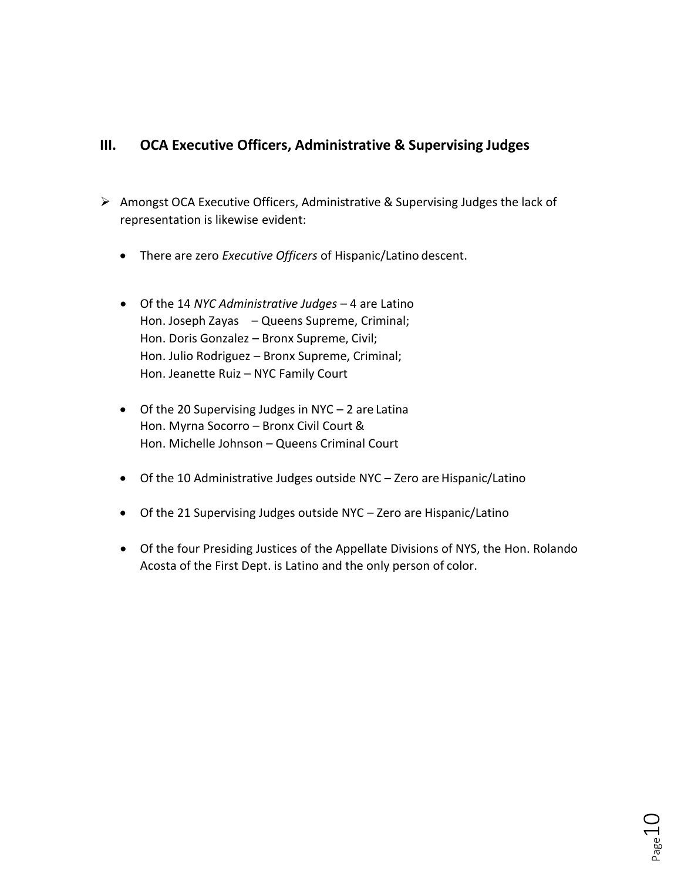## III. OCA Executive Officers, Administrative & Supervising Judges

- Amongst OCA Executive Officers, Administrative & Supervising Judges the lack of representation is likewise evident:

  - There are zero *Executive Officers* of Hispanic/Latino descent.

  - Of the 14 *NYC Administrative Judges* – 4 are Latino
    Hon. Joseph Zayas – Queens Supreme, Criminal;
    Hon. Doris Gonzalez – Bronx Supreme, Civil;
    Hon. Julio Rodriguez – Bronx Supreme, Criminal;
    Hon. Jeanette Ruiz – NYC Family Court

  - Of the 20 Supervising Judges in NYC – 2 are Latina
    Hon. Myrna Socorro – Bronx Civil Court &
    Hon. Michelle Johnson – Queens Criminal Court

  - Of the 10 Administrative Judges outside NYC – Zero are Hispanic/Latino

  - Of the 21 Supervising Judges outside NYC – Zero are Hispanic/Latino

  - Of the four Presiding Justices of the Appellate Divisions of NYS, the Hon. Rolando Acosta of the First Dept. is Latino and the only person of color.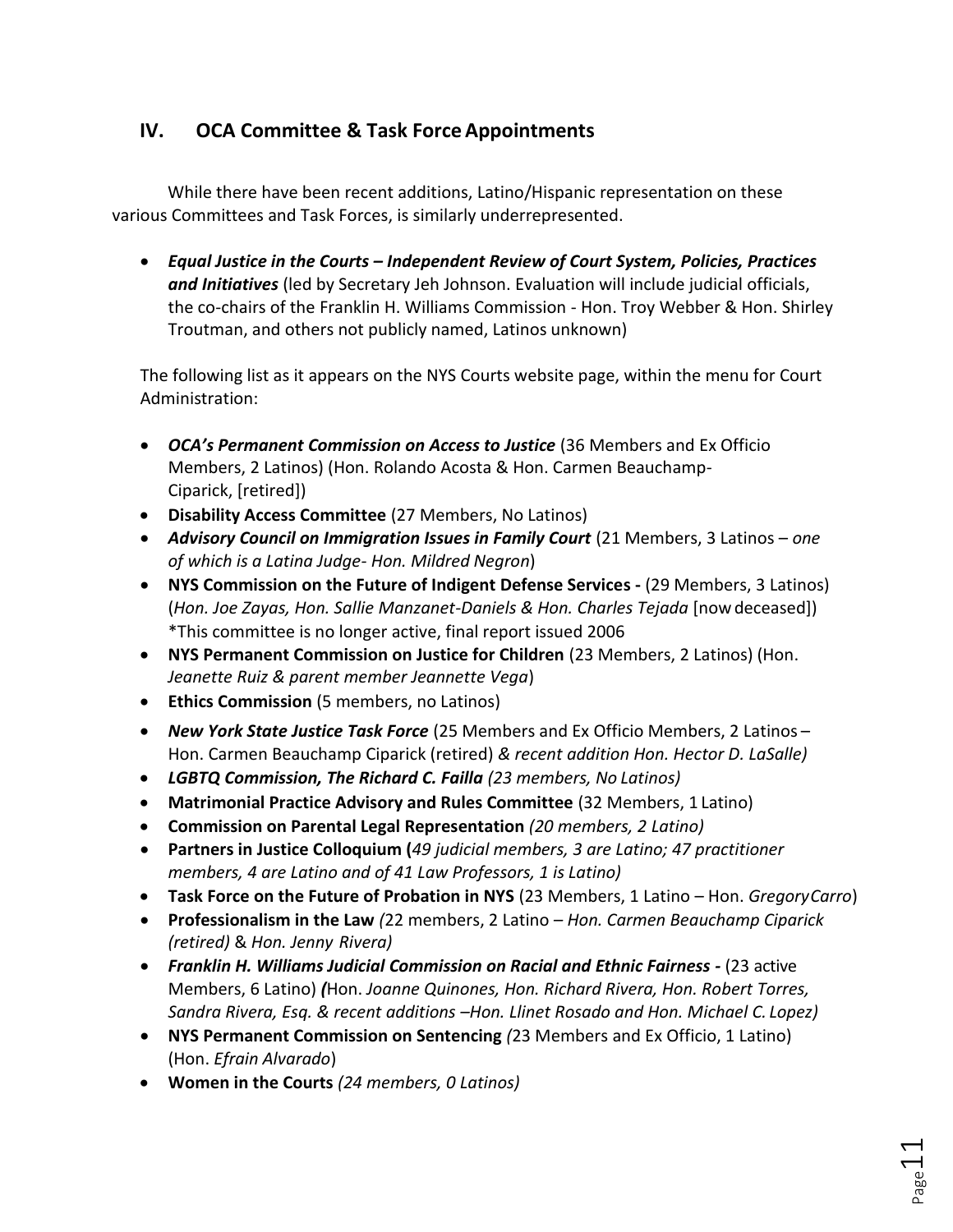## IV. OCA Committee & Task Force Appointments

While there have been recent additions, Latino/Hispanic representation on these various Committees and Task Forces, is similarly underrepresented.

- ***Equal Justice in the Courts – Independent Review of Court System, Policies, Practices and Initiatives*** (led by Secretary Jeh Johnson. Evaluation will include judicial officials, the co-chairs of the Franklin H. Williams Commission - Hon. Troy Webber & Hon. Shirley Troutman, and others not publicly named, Latinos unknown)

The following list as it appears on the NYS Courts website page, within the menu for Court Administration:

- ***OCA's Permanent Commission on Access to Justice*** (36 Members and Ex Officio Members, 2 Latinos) (Hon. Rolando Acosta & Hon. Carmen Beauchamp-Ciparick, [retired])
- **Disability Access Committee** (27 Members, No Latinos)
- ***Advisory Council on Immigration Issues in Family Court*** (21 Members, 3 Latinos – *one of which is a Latina Judge- Hon. Mildred Negron*)
- **NYS Commission on the Future of Indigent Defense Services -** (29 Members, 3 Latinos) (*Hon. Joe Zayas, Hon. Sallie Manzanet-Daniels & Hon. Charles Tejada* [now deceased]) *This committee is no longer active, final report issued 2006
- **NYS Permanent Commission on Justice for Children** (23 Members, 2 Latinos) (Hon. *Jeanette Ruiz & parent member Jeannette Vega*)
- **Ethics Commission** (5 members, no Latinos)
- ***New York State Justice Task Force*** (25 Members and Ex Officio Members, 2 Latinos – Hon. Carmen Beauchamp Ciparick (retired) *& recent addition Hon. Hector D. LaSalle)*
- ***LGBTQ Commission, The Richard C. Failla*** *(23 members, No Latinos)*
- **Matrimonial Practice Advisory and Rules Committee** (32 Members, 1 Latino)
- **Commission on Parental Legal Representation** *(20 members, 2 Latino)*
- **Partners in Justice Colloquium (***49 judicial members, 3 are Latino; 47 practitioner members, 4 are Latino and of 41 Law Professors, 1 is Latino)*
- **Task Force on the Future of Probation in NYS** (23 Members, 1 Latino – Hon. *Gregory Carro*)
- **Professionalism in the Law** *(*22 members, 2 Latino – *Hon. Carmen Beauchamp Ciparick (retired)* & *Hon. Jenny Rivera)*
- ***Franklin H. Williams Judicial Commission on Racial and Ethnic Fairness -*** (23 active Members, 6 Latino) ***(***Hon. *Joanne Quinones, Hon. Richard Rivera, Hon. Robert Torres, Sandra Rivera, Esq. & recent additions –Hon. Llinet Rosado and Hon. Michael C. Lopez)*
- **NYS Permanent Commission on Sentencing** *(*23 Members and Ex Officio, 1 Latino) (Hon. *Efrain Alvarado*)
- **Women in the Courts** *(24 members, 0 Latinos)*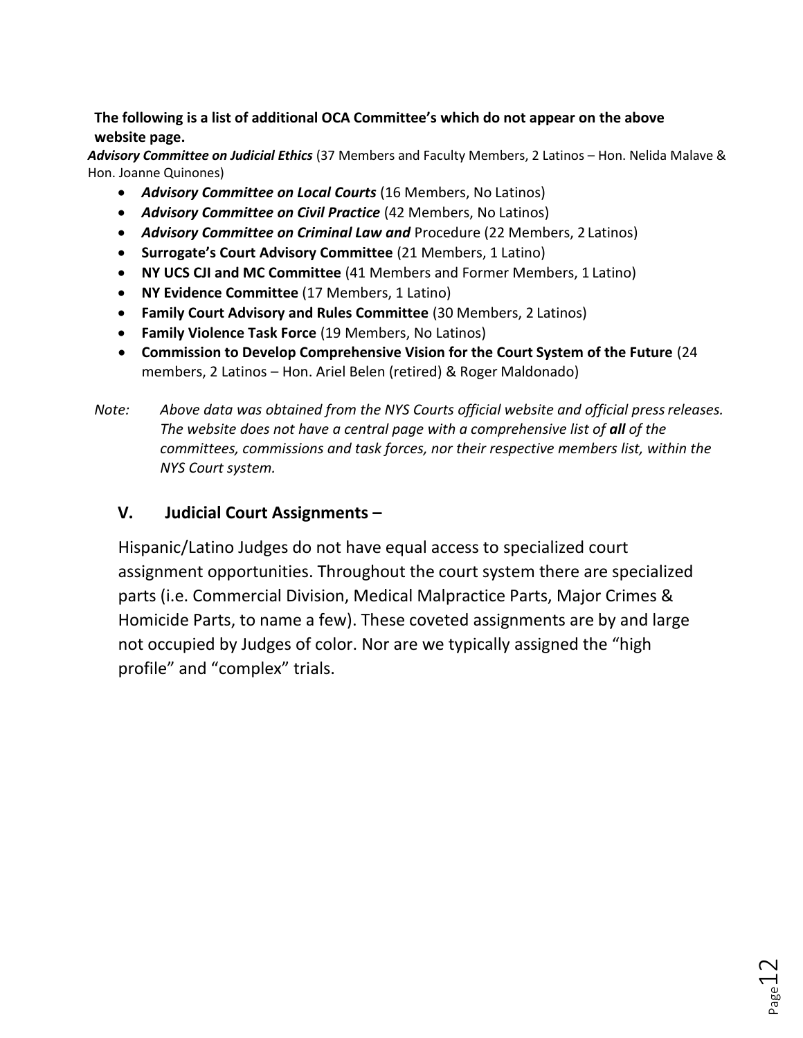**The following is a list of additional OCA Committee's which do not appear on the above website page.**

***Advisory Committee on Judicial Ethics*** (37 Members and Faculty Members, 2 Latinos – Hon. Nelida Malave & Hon. Joanne Quinones)

- ***Advisory Committee on Local Courts*** (16 Members, No Latinos)
- ***Advisory Committee on Civil Practice*** (42 Members, No Latinos)
- ***Advisory Committee on Criminal Law and*** Procedure (22 Members, 2 Latinos)
- **Surrogate's Court Advisory Committee** (21 Members, 1 Latino)
- **NY UCS CJI and MC Committee** (41 Members and Former Members, 1 Latino)
- **NY Evidence Committee** (17 Members, 1 Latino)
- **Family Court Advisory and Rules Committee** (30 Members, 2 Latinos)
- **Family Violence Task Force** (19 Members, No Latinos)
- **Commission to Develop Comprehensive Vision for the Court System of the Future** (24 members, 2 Latinos – Hon. Ariel Belen (retired) & Roger Maldonado)

*Note: Above data was obtained from the NYS Courts official website and official press releases. The website does not have a central page with a comprehensive list of **all** of the committees, commissions and task forces, nor their respective members list, within the NYS Court system.*

## V. Judicial Court Assignments –

Hispanic/Latino Judges do not have equal access to specialized court assignment opportunities. Throughout the court system there are specialized parts (i.e. Commercial Division, Medical Malpractice Parts, Major Crimes & Homicide Parts, to name a few). These coveted assignments are by and large not occupied by Judges of color. Nor are we typically assigned the "high profile" and "complex" trials.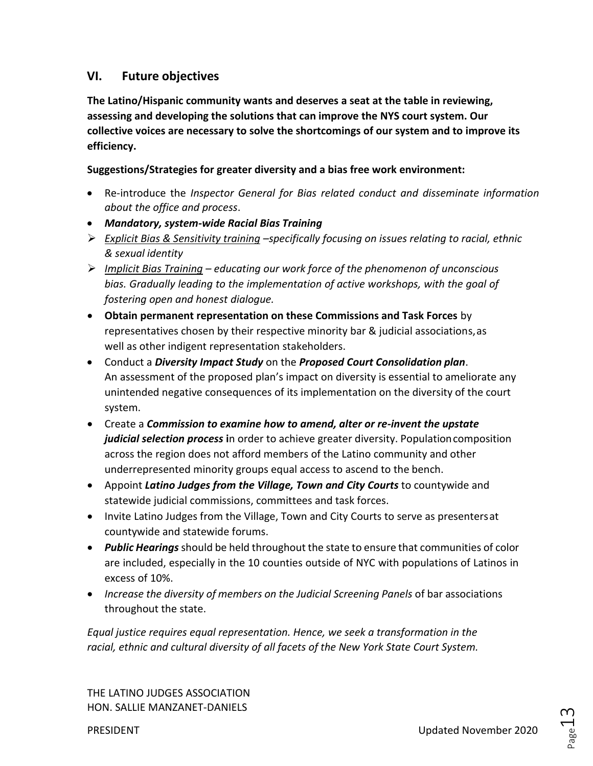## VI. Future objectives

**The Latino/Hispanic community wants and deserves a seat at the table in reviewing, assessing and developing the solutions that can improve the NYS court system. Our collective voices are necessary to solve the shortcomings of our system and to improve its efficiency.**

**Suggestions/Strategies for greater diversity and a bias free work environment:**

- Re-introduce the *Inspector General for Bias related conduct and disseminate information about the office and process*.
- ***Mandatory, system-wide Racial Bias Training***
  - *Explicit Bias & Sensitivity training –specifically focusing on issues relating to racial, ethnic & sexual identity*
  - *Implicit Bias Training – educating our work force of the phenomenon of unconscious bias. Gradually leading to the implementation of active workshops, with the goal of fostering open and honest dialogue.*
- **Obtain permanent representation on these Commissions and Task Forces** by representatives chosen by their respective minority bar & judicial associations, as well as other indigent representation stakeholders.
- Conduct a ***Diversity Impact Study*** on the ***Proposed Court Consolidation plan***. An assessment of the proposed plan's impact on diversity is essential to ameliorate any unintended negative consequences of its implementation on the diversity of the court system.
- Create a ***Commission to examine how to amend, alter or re-invent the upstate judicial selection process*** **i**n order to achieve greater diversity. Population composition across the region does not afford members of the Latino community and other underrepresented minority groups equal access to ascend to the bench.
- Appoint ***Latino Judges from the Village, Town and City Courts*** to countywide and statewide judicial commissions, committees and task forces.
- Invite Latino Judges from the Village, Town and City Courts to serve as presenters at countywide and statewide forums.
- ***Public Hearings*** should be held throughout the state to ensure that communities of color are included, especially in the 10 counties outside of NYC with populations of Latinos in excess of 10%.
- *Increase the diversity of members on the Judicial Screening Panels* of bar associations throughout the state.

*Equal justice requires equal representation. Hence, we seek a transformation in the racial, ethnic and cultural diversity of all facets of the New York State Court System.*

THE LATINO JUDGES ASSOCIATION
HON. SALLIE MANZANET-DANIELS

PRESIDENT

Updated November 2020